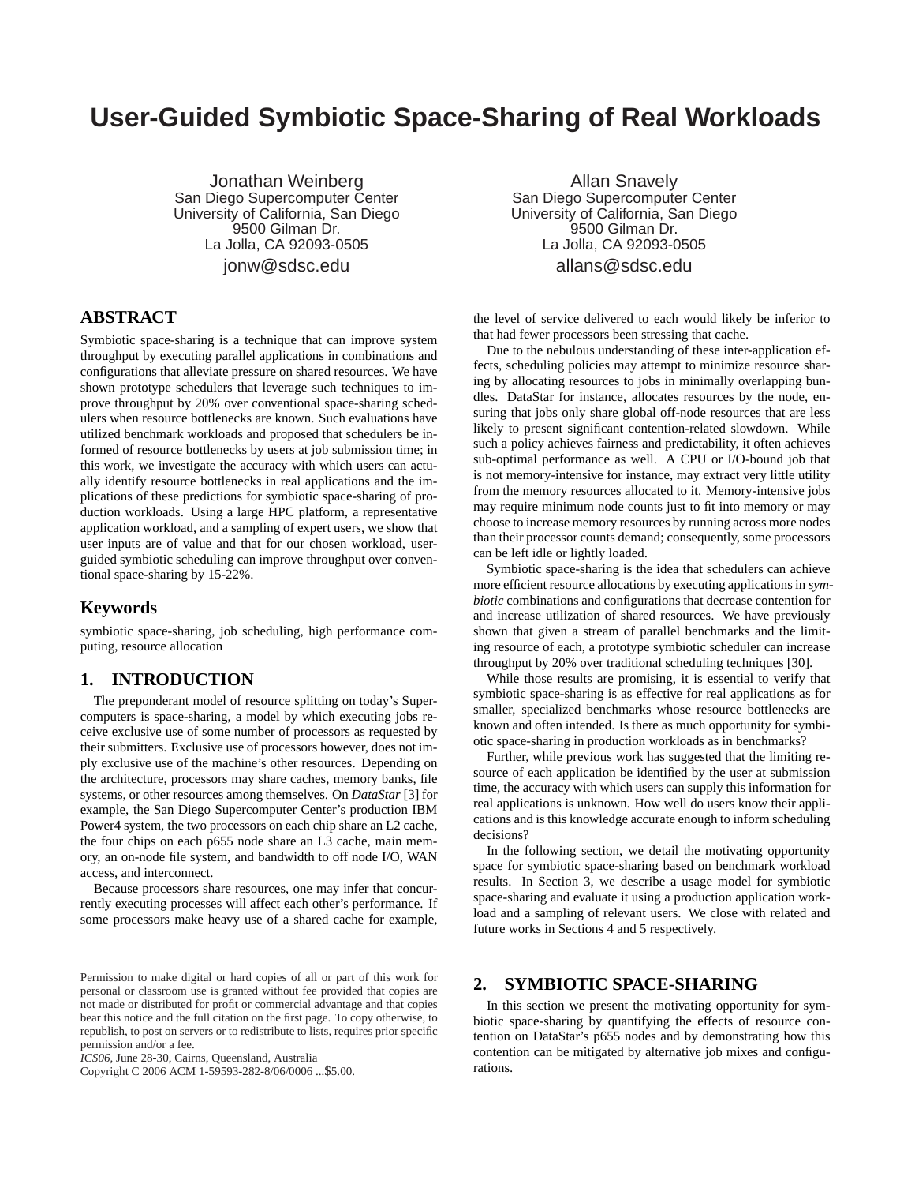# User-Guided Symbiotic Space-Sharing of Real Workloads

Jonathan Weinberg
San Diego Supercomputer Center
University of California, San Diego
9500 Gilman Dr.
La Jolla, CA 92093-0505
jonw@sdsc.edu

Allan Snavely
San Diego Supercomputer Center
University of California, San Diego
9500 Gilman Dr.
La Jolla, CA 92093-0505
allans@sdsc.edu

## ABSTRACT

Symbiotic space-sharing is a technique that can improve system throughput by executing parallel applications in combinations and configurations that alleviate pressure on shared resources. We have shown prototype schedulers that leverage such techniques to improve throughput by 20% over conventional space-sharing schedulers when resource bottlenecks are known. Such evaluations have utilized benchmark workloads and proposed that schedulers be informed of resource bottlenecks by users at job submission time; in this work, we investigate the accuracy with which users can actually identify resource bottlenecks in real applications and the implications of these predictions for symbiotic space-sharing of production workloads. Using a large HPC platform, a representative application workload, and a sampling of expert users, we show that user inputs are of value and that for our chosen workload, user-guided symbiotic scheduling can improve throughput over conventional space-sharing by 15-22%.

## Keywords

symbiotic space-sharing, job scheduling, high performance computing, resource allocation

## 1. INTRODUCTION

The preponderant model of resource splitting on today's Supercomputers is space-sharing, a model by which executing jobs receive exclusive use of some number of processors as requested by their submitters. Exclusive use of processors however, does not imply exclusive use of the machine's other resources. Depending on the architecture, processors may share caches, memory banks, file systems, or other resources among themselves. On *DataStar* [3] for example, the San Diego Supercomputer Center's production IBM Power4 system, the two processors on each chip share an L2 cache, the four chips on each p655 node share an L3 cache, main memory, an on-node file system, and bandwidth to off node I/O, WAN access, and interconnect.

Because processors share resources, one may infer that concurrently executing processes will affect each other's performance. If some processors make heavy use of a shared cache for example, the level of service delivered to each would likely be inferior to that had fewer processors been stressing that cache.

Due to the nebulous understanding of these inter-application effects, scheduling policies may attempt to minimize resource sharing by allocating resources to jobs in minimally overlapping bundles. DataStar for instance, allocates resources by the node, ensuring that jobs only share global off-node resources that are less likely to present significant contention-related slowdown. While such a policy achieves fairness and predictability, it often achieves sub-optimal performance as well. A CPU or I/O-bound job that is not memory-intensive for instance, may extract very little utility from the memory resources allocated to it. Memory-intensive jobs may require minimum node counts just to fit into memory or may choose to increase memory resources by running across more nodes than their processor counts demand; consequently, some processors can be left idle or lightly loaded.

Symbiotic space-sharing is the idea that schedulers can achieve more efficient resource allocations by executing applications in *symbiotic* combinations and configurations that decrease contention for and increase utilization of shared resources. We have previously shown that given a stream of parallel benchmarks and the limiting resource of each, a prototype symbiotic scheduler can increase throughput by 20% over traditional scheduling techniques [30].

While those results are promising, it is essential to verify that symbiotic space-sharing is as effective for real applications as for smaller, specialized benchmarks whose resource bottlenecks are known and often intended. Is there as much opportunity for symbiotic space-sharing in production workloads as in benchmarks?

Further, while previous work has suggested that the limiting resource of each application be identified by the user at submission time, the accuracy with which users can supply this information for real applications is unknown. How well do users know their applications and is this knowledge accurate enough to inform scheduling decisions?

In the following section, we detail the motivating opportunity space for symbiotic space-sharing based on benchmark workload results. In Section 3, we describe a usage model for symbiotic space-sharing and evaluate it using a production application workload and a sampling of relevant users. We close with related and future works in Sections 4 and 5 respectively.

## 2. SYMBIOTIC SPACE-SHARING

In this section we present the motivating opportunity for symbiotic space-sharing by quantifying the effects of resource contention on DataStar's p655 nodes and by demonstrating how this contention can be mitigated by alternative job mixes and configurations.

Permission to make digital or hard copies of all or part of this work for personal or classroom use is granted without fee provided that copies are not made or distributed for profit or commercial advantage and that copies bear this notice and the full citation on the first page. To copy otherwise, to republish, to post on servers or to redistribute to lists, requires prior specific permission and/or a fee.
*ICS06*, June 28-30, Cairns, Queensland, Australia
Copyright C 2006 ACM 1-59593-282-8/06/0006 ...$5.00.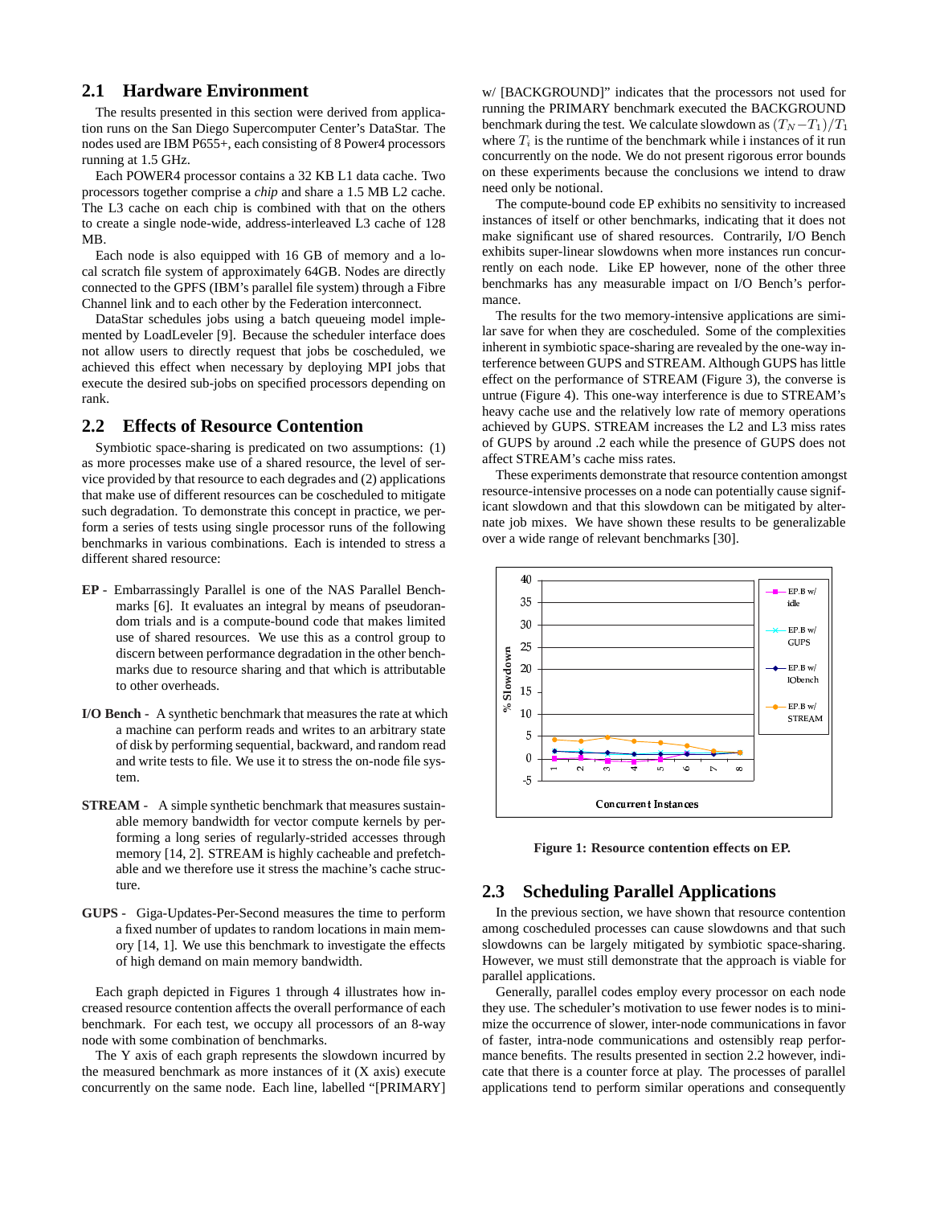## 2.1 Hardware Environment

The results presented in this section were derived from application runs on the San Diego Supercomputer Center's DataStar. The nodes used are IBM P655+, each consisting of 8 Power4 processors running at 1.5 GHz.

Each POWER4 processor contains a 32 KB L1 data cache. Two processors together comprise a *chip* and share a 1.5 MB L2 cache. The L3 cache on each chip is combined with that on the others to create a single node-wide, address-interleaved L3 cache of 128 MB.

Each node is also equipped with 16 GB of memory and a local scratch file system of approximately 64GB. Nodes are directly connected to the GPFS (IBM's parallel file system) through a Fibre Channel link and to each other by the Federation interconnect.

DataStar schedules jobs using a batch queueing model implemented by LoadLeveler [9]. Because the scheduler interface does not allow users to directly request that jobs be coscheduled, we achieved this effect when necessary by deploying MPI jobs that execute the desired sub-jobs on specified processors depending on rank.

## 2.2 Effects of Resource Contention

Symbiotic space-sharing is predicated on two assumptions: (1) as more processes make use of a shared resource, the level of service provided by that resource to each degrades and (2) applications that make use of different resources can be coscheduled to mitigate such degradation. To demonstrate this concept in practice, we perform a series of tests using single processor runs of the following benchmarks in various combinations. Each is intended to stress a different shared resource:

- **EP** - Embarrassingly Parallel is one of the NAS Parallel Benchmarks [6]. It evaluates an integral by means of pseudorandom trials and is a compute-bound code that makes limited use of shared resources. We use this as a control group to discern between performance degradation in the other benchmarks due to resource sharing and that which is attributable to other overheads.

- **I/O Bench** - A synthetic benchmark that measures the rate at which a machine can perform reads and writes to an arbitrary state of disk by performing sequential, backward, and random read and write tests to file. We use it to stress the on-node file system.

- **STREAM** - A simple synthetic benchmark that measures sustainable memory bandwidth for vector compute kernels by performing a long series of regularly-strided accesses through memory [14, 2]. STREAM is highly cacheable and prefetchable and we therefore use it stress the machine's cache structure.

- **GUPS** - Giga-Updates-Per-Second measures the time to perform a fixed number of updates to random locations in main memory [14, 1]. We use this benchmark to investigate the effects of high demand on main memory bandwidth.

Each graph depicted in Figures 1 through 4 illustrates how increased resource contention affects the overall performance of each benchmark. For each test, we occupy all processors of an 8-way node with some combination of benchmarks.

The Y axis of each graph represents the slowdown incurred by the measured benchmark as more instances of it (X axis) execute concurrently on the same node. Each line, labelled "[PRIMARY] w/ [BACKGROUND]" indicates that the processors not used for running the PRIMARY benchmark executed the BACKGROUND benchmark during the test. We calculate slowdown as $(T_N - T_1)/T_1$ where $T_i$ is the runtime of the benchmark while i instances of it run concurrently on the node. We do not present rigorous error bounds on these experiments because the conclusions we intend to draw need only be notional.

The compute-bound code EP exhibits no sensitivity to increased instances of itself or other benchmarks, indicating that it does not make significant use of shared resources. Contrarily, I/O Bench exhibits super-linear slowdowns when more instances run concurrently on each node. Like EP however, none of the other three benchmarks has any measurable impact on I/O Bench's performance.

The results for the two memory-intensive applications are similar save for when they are coscheduled. Some of the complexities inherent in symbiotic space-sharing are revealed by the one-way interference between GUPS and STREAM. Although GUPS has little effect on the performance of STREAM (Figure 3), the converse is untrue (Figure 4). This one-way interference is due to STREAM's heavy cache use and the relatively low rate of memory operations achieved by GUPS. STREAM increases the L2 and L3 miss rates of GUPS by around .2 each while the presence of GUPS does not affect STREAM's cache miss rates.

These experiments demonstrate that resource contention amongst resource-intensive processes on a node can potentially cause significant slowdown and that this slowdown can be mitigated by alternate job mixes. We have shown these results to be generalizable over a wide range of relevant benchmarks [30].

% Slowdown

40
35
30
25
20
15
10
5
0
-5

1 2 3 4 5 6 7 8

Concurrent Instances

EP.B w/ idle
EP.B w/ GUPS
EP.B w/ IObench
EP.B w/ STREAM

**Figure 1: Resource contention effects on EP.**

## 2.3 Scheduling Parallel Applications

In the previous section, we have shown that resource contention among coscheduled processes can cause slowdowns and that such slowdowns can be largely mitigated by symbiotic space-sharing. However, we must still demonstrate that the approach is viable for parallel applications.

Generally, parallel codes employ every processor on each node they use. The scheduler's motivation to use fewer nodes is to minimize the occurrence of slower, inter-node communications in favor of faster, intra-node communications and ostensibly reap performance benefits. The results presented in section 2.2 however, indicate that there is a counter force at play. The processes of parallel applications tend to perform similar operations and consequently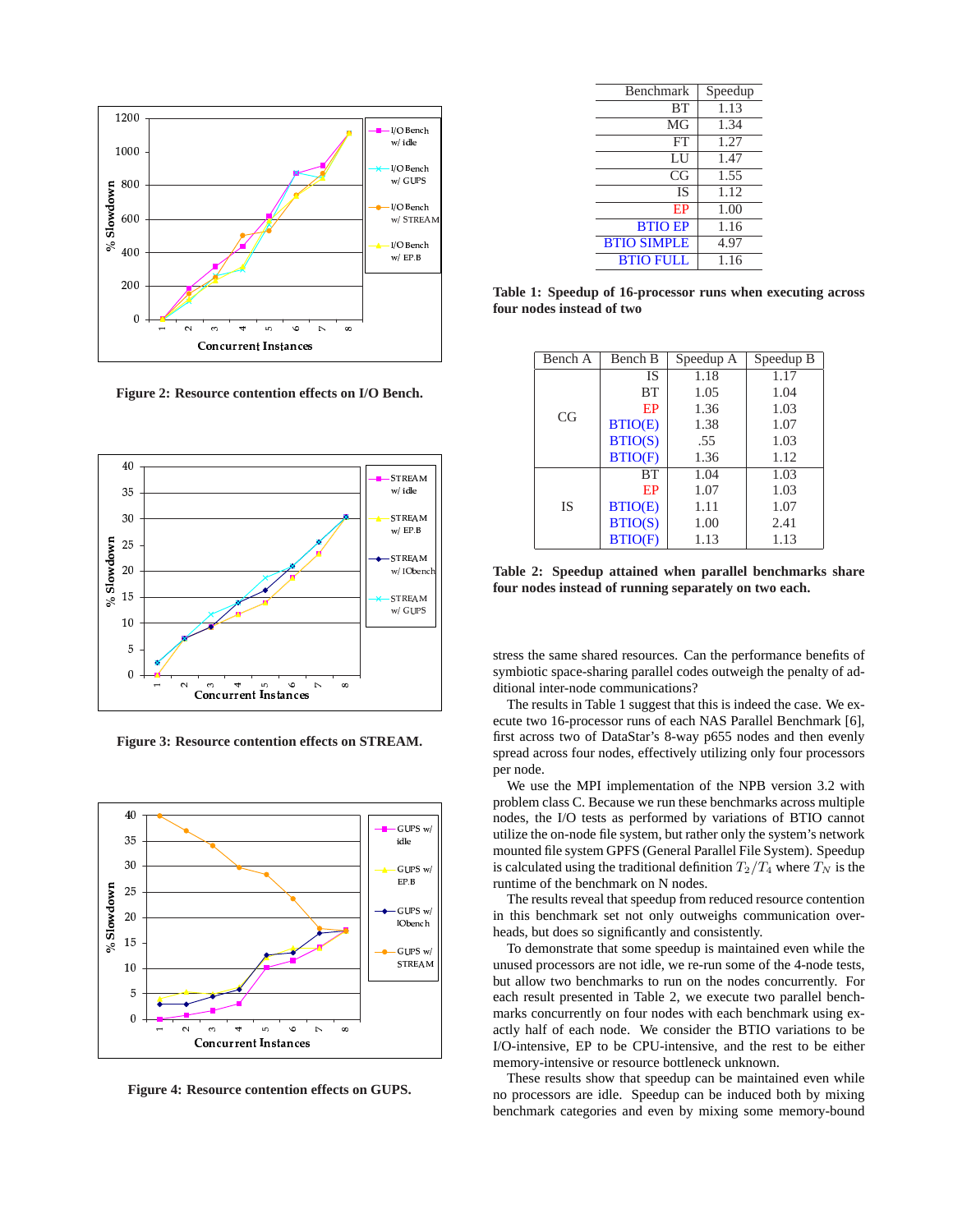1200
1000
800
600
400
200
0
% Slowdown
1 2 3 4 5 6 7 8
Concurrent Instances
I/O Bench w/ idle
I/O Bench w/ GUPS
I/O Bench w/ STREAM
I/O Bench w/ EP.B

**Figure 2: Resource contention effects on I/O Bench.**

40
35
30
25
20
15
10
5
0
% Slowdown
1 2 3 4 5 6 7 8
Concurrent Instances
STREAM w/ idle
STREAM w/ EP.B
STREAM w/ IObench
STREAM w/ GUPS

**Figure 3: Resource contention effects on STREAM.**

40
35
30
25
20
15
10
5
0
% Slowdown
1 2 3 4 5 6 7 8
Concurrent Instances
GUPS w/ idle
GUPS w/ EP.B
GUPS w/ IObench
GUPS w/ STREAM

**Figure 4: Resource contention effects on GUPS.**

| Benchmark | Speedup |
|---|---|
| BT | 1.13 |
| MG | 1.34 |
| FT | 1.27 |
| LU | 1.47 |
| CG | 1.55 |
| IS | 1.12 |
| EP | 1.00 |
| BTIO EP | 1.16 |
| BTIO SIMPLE | 4.97 |
| BTIO FULL | 1.16 |

**Table 1: Speedup of 16-processor runs when executing across four nodes instead of two**

| Bench A | Bench B | Speedup A | Speedup B |
|---|---|---|---|
| CG | IS | 1.18 | 1.17 |
| | BT | 1.05 | 1.04 |
| | EP | 1.36 | 1.03 |
| | BTIO(E) | 1.38 | 1.07 |
| | BTIO(S) | .55 | 1.03 |
| | BTIO(F) | 1.36 | 1.12 |
| IS | BT | 1.04 | 1.03 |
| | EP | 1.07 | 1.03 |
| | BTIO(E) | 1.11 | 1.07 |
| | BTIO(S) | 1.00 | 2.41 |
| | BTIO(F) | 1.13 | 1.13 |

**Table 2: Speedup attained when parallel benchmarks share four nodes instead of running separately on two each.**

stress the same shared resources. Can the performance benefits of symbiotic space-sharing parallel codes outweigh the penalty of additional inter-node communications?

The results in Table 1 suggest that this is indeed the case. We execute two 16-processor runs of each NAS Parallel Benchmark [6], first across two of DataStar's 8-way p655 nodes and then evenly spread across four nodes, effectively utilizing only four processors per node.

We use the MPI implementation of the NPB version 3.2 with problem class C. Because we run these benchmarks across multiple nodes, the I/O tests as performed by variations of BTIO cannot utilize the on-node file system, but rather only the system's network mounted file system GPFS (General Parallel File System). Speedup is calculated using the traditional definition $T_2/T_4$ where $T_N$ is the runtime of the benchmark on N nodes.

The results reveal that speedup from reduced resource contention in this benchmark set not only outweighs communication overheads, but does so significantly and consistently.

To demonstrate that some speedup is maintained even while the unused processors are not idle, we re-run some of the 4-node tests, but allow two benchmarks to run on the nodes concurrently. For each result presented in Table 2, we execute two parallel benchmarks concurrently on four nodes with each benchmark using exactly half of each node. We consider the BTIO variations to be I/O-intensive, EP to be CPU-intensive, and the rest to be either memory-intensive or resource bottleneck unknown.

These results show that speedup can be maintained even while no processors are idle. Speedup can be induced both by mixing benchmark categories and even by mixing some memory-bound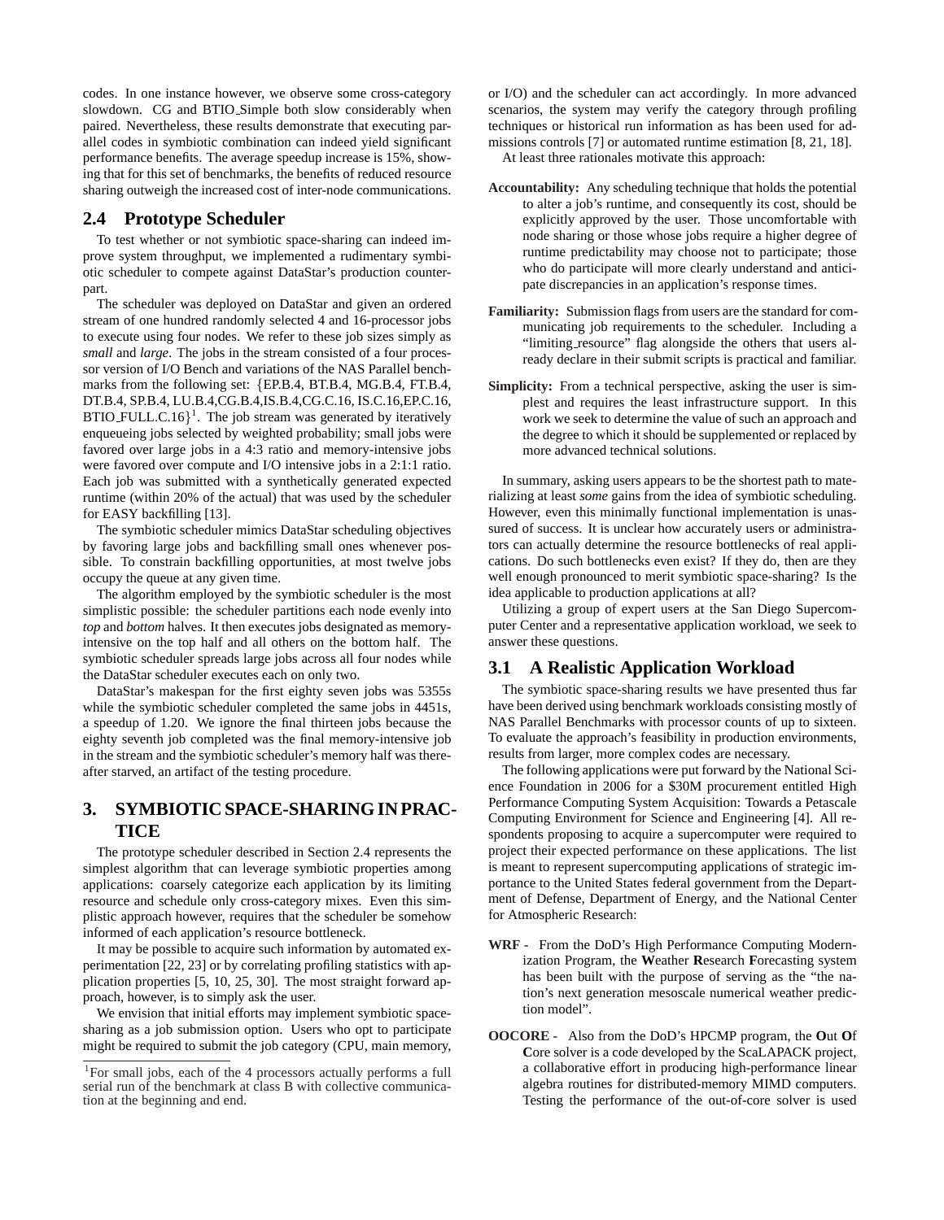codes. In one instance however, we observe some cross-category slowdown. CG and BTIO_Simple both slow considerably when paired. Nevertheless, these results demonstrate that executing parallel codes in symbiotic combination can indeed yield significant performance benefits. The average speedup increase is 15%, showing that for this set of benchmarks, the benefits of reduced resource sharing outweigh the increased cost of inter-node communications.

## 2.4 Prototype Scheduler

To test whether or not symbiotic space-sharing can indeed improve system throughput, we implemented a rudimentary symbiotic scheduler to compete against DataStar's production counterpart.

The scheduler was deployed on DataStar and given an ordered stream of one hundred randomly selected 4 and 16-processor jobs to execute using four nodes. We refer to these job sizes simply as *small* and *large*. The jobs in the stream consisted of a four processor version of I/O Bench and variations of the NAS Parallel benchmarks from the following set: {EP.B.4, BT.B.4, MG.B.4, FT.B.4, DT.B.4, SP.B.4, LU.B.4,CG.B.4,IS.B.4,CG.C.16, IS.C.16,EP.C.16, BTIO_FULL.C.16}[1]. The job stream was generated by iteratively enqueueing jobs selected by weighted probability; small jobs were favored over large jobs in a 4:3 ratio and memory-intensive jobs were favored over compute and I/O intensive jobs in a 2:1:1 ratio. Each job was submitted with a synthetically generated expected runtime (within 20% of the actual) that was used by the scheduler for EASY backfilling [13].

The symbiotic scheduler mimics DataStar scheduling objectives by favoring large jobs and backfilling small ones whenever possible. To constrain backfilling opportunities, at most twelve jobs occupy the queue at any given time.

The algorithm employed by the symbiotic scheduler is the most simplistic possible: the scheduler partitions each node evenly into *top* and *bottom* halves. It then executes jobs designated as memory-intensive on the top half and all others on the bottom half. The symbiotic scheduler spreads large jobs across all four nodes while the DataStar scheduler executes each on only two.

DataStar's makespan for the first eighty seven jobs was 5355s while the symbiotic scheduler completed the same jobs in 4451s, a speedup of 1.20. We ignore the final thirteen jobs because the eighty seventh job completed was the final memory-intensive job in the stream and the symbiotic scheduler's memory half was thereafter starved, an artifact of the testing procedure.

# 3. SYMBIOTIC SPACE-SHARING IN PRACTICE

The prototype scheduler described in Section 2.4 represents the simplest algorithm that can leverage symbiotic properties among applications: coarsely categorize each application by its limiting resource and schedule only cross-category mixes. Even this simplistic approach however, requires that the scheduler be somehow informed of each application's resource bottleneck.

It may be possible to acquire such information by automated experimentation [22, 23] or by correlating profiling statistics with application properties [5, 10, 25, 30]. The most straight forward approach, however, is to simply ask the user.

We envision that initial efforts may implement symbiotic space-sharing as a job submission option. Users who opt to participate might be required to submit the job category (CPU, main memory, or I/O) and the scheduler can act accordingly. In more advanced scenarios, the system may verify the category through profiling techniques or historical run information as has been used for admissions controls [7] or automated runtime estimation [8, 21, 18].

At least three rationales motivate this approach:

**Accountability:** Any scheduling technique that holds the potential to alter a job's runtime, and consequently its cost, should be explicitly approved by the user. Those uncomfortable with node sharing or those whose jobs require a higher degree of runtime predictability may choose not to participate; those who do participate will more clearly understand and anticipate discrepancies in an application's response times.

**Familiarity:** Submission flags from users are the standard for communicating job requirements to the scheduler. Including a "limiting_resource" flag alongside the others that users already declare in their submit scripts is practical and familiar.

**Simplicity:** From a technical perspective, asking the user is simplest and requires the least infrastructure support. In this work we seek to determine the value of such an approach and the degree to which it should be supplemented or replaced by more advanced technical solutions.

In summary, asking users appears to be the shortest path to materializing at least *some* gains from the idea of symbiotic scheduling. However, even this minimally functional implementation is unassured of success. It is unclear how accurately users or administrators can actually determine the resource bottlenecks of real applications. Do such bottlenecks even exist? If they do, then are they well enough pronounced to merit symbiotic space-sharing? Is the idea applicable to production applications at all?

Utilizing a group of expert users at the San Diego Supercomputer Center and a representative application workload, we seek to answer these questions.

## 3.1 A Realistic Application Workload

The symbiotic space-sharing results we have presented thus far have been derived using benchmark workloads consisting mostly of NAS Parallel Benchmarks with processor counts of up to sixteen. To evaluate the approach's feasibility in production environments, results from larger, more complex codes are necessary.

The following applications were put forward by the National Science Foundation in 2006 for a $30M procurement entitled High Performance Computing System Acquisition: Towards a Petascale Computing Environment for Science and Engineering [4]. All respondents proposing to acquire a supercomputer were required to project their expected performance on these applications. The list is meant to represent supercomputing applications of strategic importance to the United States federal government from the Department of Defense, Department of Energy, and the National Center for Atmospheric Research:

**WRF** - From the DoD's High Performance Computing Modernization Program, the **W**eather **R**esearch **F**orecasting system has been built with the purpose of serving as the "the nation's next generation mesoscale numerical weather prediction model".

**OOCORE** - Also from the DoD's HPCMP program, the **O**ut **O**f **C**ore solver is a code developed by the ScaLAPACK project, a collaborative effort in producing high-performance linear algebra routines for distributed-memory MIMD computers. Testing the performance of the out-of-core solver is used

[1] For small jobs, each of the 4 processors actually performs a full serial run of the benchmark at class B with collective communication at the beginning and end.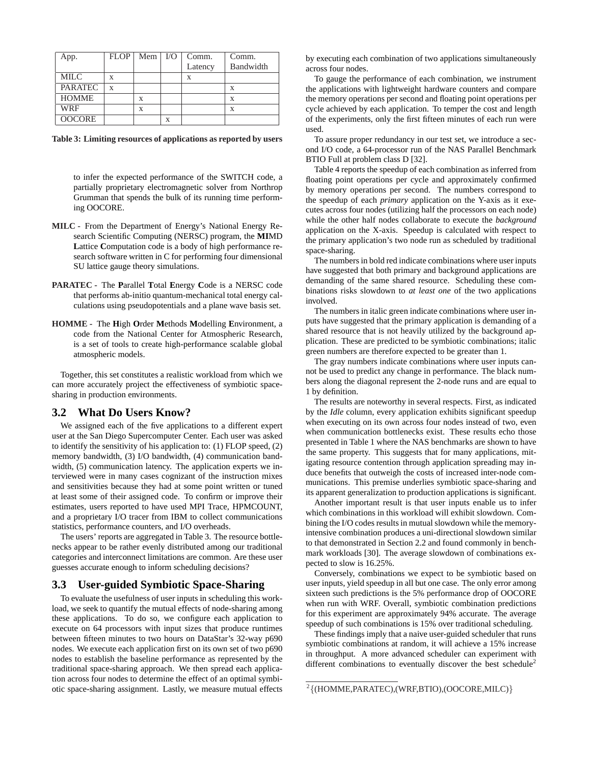| App. | FLOP | Mem | I/O | Comm. Latency | Comm. Bandwidth |
|---|---|---|---|---|---|
| MILC | x | | | x | |
| PARATEC | x | | | | x |
| HOMME | | x | | | x |
| WRF | | x | | | x |
| OOCORE | | | x | | |

**Table 3: Limiting resources of applications as reported by users**

to infer the expected performance of the SWITCH code, a partially proprietary electromagnetic solver from Northrop Grumman that spends the bulk of its running time performing OOCORE.

**MILC** - From the Department of Energy's National Energy Research Scientific Computing (NERSC) program, the **MI**MD **L**attice **C**omputation code is a body of high performance research software written in C for performing four dimensional SU lattice gauge theory simulations.

**PARATEC** - The **P**arallel **T**otal **E**nergy **C**ode is a NERSC code that performs ab-initio quantum-mechanical total energy calculations using pseudopotentials and a plane wave basis set.

**HOMME** - The **H**igh **O**rder **M**ethods **M**odelling **E**nvironment, a code from the National Center for Atmospheric Research, is a set of tools to create high-performance scalable global atmospheric models.

Together, this set constitutes a realistic workload from which we can more accurately project the effectiveness of symbiotic space-sharing in production environments.

## 3.2 What Do Users Know?

We assigned each of the five applications to a different expert user at the San Diego Supercomputer Center. Each user was asked to identify the sensitivity of his application to: (1) FLOP speed, (2) memory bandwidth, (3) I/O bandwidth, (4) communication bandwidth, (5) communication latency. The application experts we interviewed were in many cases cognizant of the instruction mixes and sensitivities because they had at some point written or tuned at least some of their assigned code. To confirm or improve their estimates, users reported to have used MPI Trace, HPMCOUNT, and a proprietary I/O tracer from IBM to collect communications statistics, performance counters, and I/O overheads.

The users' reports are aggregated in Table 3. The resource bottlenecks appear to be rather evenly distributed among our traditional categories and interconnect limitations are common. Are these user guesses accurate enough to inform scheduling decisions?

## 3.3 User-guided Symbiotic Space-Sharing

To evaluate the usefulness of user inputs in scheduling this workload, we seek to quantify the mutual effects of node-sharing among these applications. To do so, we configure each application to execute on 64 processors with input sizes that produce runtimes between fifteen minutes to two hours on DataStar's 32-way p690 nodes. We execute each application first on its own set of two p690 nodes to establish the baseline performance as represented by the traditional space-sharing approach. We then spread each application across four nodes to determine the effect of an optimal symbiotic space-sharing assignment. Lastly, we measure mutual effects by executing each combination of two applications simultaneously across four nodes.

To gauge the performance of each combination, we instrument the applications with lightweight hardware counters and compare the memory operations per second and floating point operations per cycle achieved by each application. To temper the cost and length of the experiments, only the first fifteen minutes of each run were used.

To assure proper redundancy in our test set, we introduce a second I/O code, a 64-processor run of the NAS Parallel Benchmark BTIO Full at problem class D [32].

Table 4 reports the speedup of each combination as inferred from floating point operations per cycle and approximately confirmed by memory operations per second. The numbers correspond to the speedup of each *primary* application on the Y-axis as it executes across four nodes (utilizing half the processors on each node) while the other half nodes collaborate to execute the *background* application on the X-axis. Speedup is calculated with respect to the primary application's two node run as scheduled by traditional space-sharing.

The numbers in bold red indicate combinations where user inputs have suggested that both primary and background applications are demanding of the same shared resource. Scheduling these combinations risks slowdown to *at least one* of the two applications involved.

The numbers in italic green indicate combinations where user inputs have suggested that the primary application is demanding of a shared resource that is not heavily utilized by the background application. These are predicted to be symbiotic combinations; italic green numbers are therefore expected to be greater than 1.

The gray numbers indicate combinations where user inputs cannot be used to predict any change in performance. The black numbers along the diagonal represent the 2-node runs and are equal to 1 by definition.

The results are noteworthy in several respects. First, as indicated by the *Idle* column, every application exhibits significant speedup when executing on its own across four nodes instead of two, even when communication bottlenecks exist. These results echo those presented in Table 1 where the NAS benchmarks are shown to have the same property. This suggests that for many applications, mitigating resource contention through application spreading may induce benefits that outweigh the costs of increased inter-node communications. This premise underlies symbiotic space-sharing and its apparent generalization to production applications is significant.

Another important result is that user inputs enable us to infer which combinations in this workload will exhibit slowdown. Combining the I/O codes results in mutual slowdown while the memory-intensive combination produces a uni-directional slowdown similar to that demonstrated in Section 2.2 and found commonly in benchmark workloads [30]. The average slowdown of combinations expected to slow is 16.25%.

Conversely, combinations we expect to be symbiotic based on user inputs, yield speedup in all but one case. The only error among sixteen such predictions is the 5% performance drop of OOCORE when run with WRF. Overall, symbiotic combination predictions for this experiment are approximately 94% accurate. The average speedup of such combinations is 15% over traditional scheduling.

These findings imply that a naive user-guided scheduler that runs symbiotic combinations at random, it will achieve a 15% increase in throughput. A more advanced scheduler can experiment with different combinations to eventually discover the best schedule[2]

[2] {(HOMME,PARATEC),(WRF,BTIO),(OOCORE,MILC)}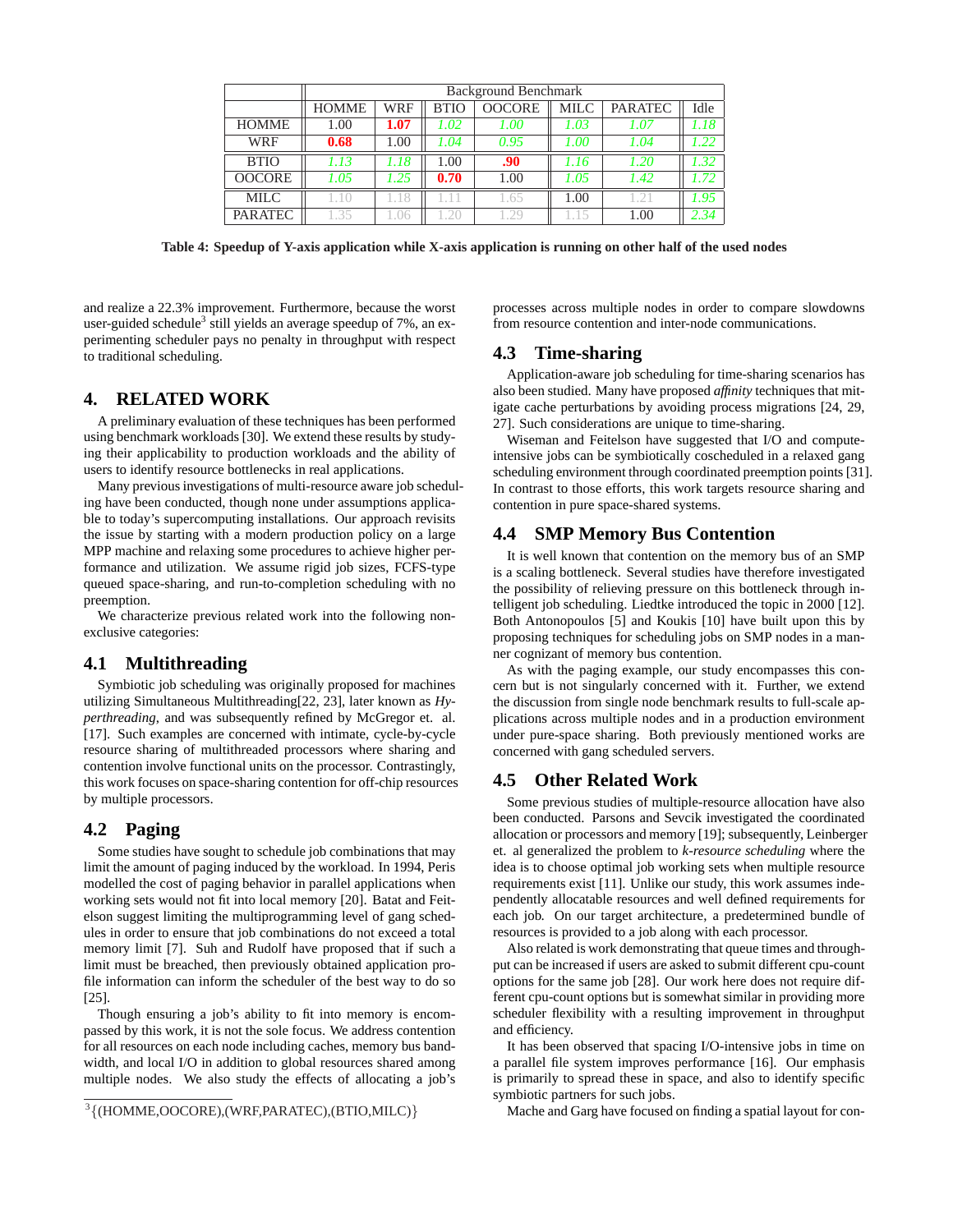| | Background Benchmark | | | | | | |
|---|---|---|---|---|---|---|---|
| | HOMME | WRF | BTIO | OOCORE | MILC | PARATEC | Idle |
| HOMME | 1.00 | **1.07** | *1.02* | *1.00* | *1.03* | *1.07* | *1.18* |
| WRF | **0.68** | 1.00 | *1.04* | *0.95* | *1.00* | *1.04* | *1.22* |
| BTIO | *1.13* | *1.18* | 1.00 | **.90** | *1.16* | *1.20* | *1.32* |
| OOCORE | *1.05* | *1.25* | **0.70** | 1.00 | *1.05* | *1.42* | *1.72* |
| MILC | 1.10 | 1.18 | 1.11 | 1.65 | 1.00 | 1.21 | *1.95* |
| PARATEC | 1.35 | 1.06 | 1.20 | 1.29 | 1.15 | 1.00 | *2.34* |

**Table 4: Speedup of Y-axis application while X-axis application is running on other half of the used nodes**

and realize a 22.3% improvement. Furthermore, because the worst user-guided schedule[3] still yields an average speedup of 7%, an experimenting scheduler pays no penalty in throughput with respect to traditional scheduling.

## 4. RELATED WORK

A preliminary evaluation of these techniques has been performed using benchmark workloads [30]. We extend these results by studying their applicability to production workloads and the ability of users to identify resource bottlenecks in real applications.

Many previous investigations of multi-resource aware job scheduling have been conducted, though none under assumptions applicable to today's supercomputing installations. Our approach revisits the issue by starting with a modern production policy on a large MPP machine and relaxing some procedures to achieve higher performance and utilization. We assume rigid job sizes, FCFS-type queued space-sharing, and run-to-completion scheduling with no preemption.

We characterize previous related work into the following non-exclusive categories:

### 4.1 Multithreading

Symbiotic job scheduling was originally proposed for machines utilizing Simultaneous Multithreading[22, 23], later known as *Hyperthreading*, and was subsequently refined by McGregor et. al. [17]. Such examples are concerned with intimate, cycle-by-cycle resource sharing of multithreaded processors where sharing and contention involve functional units on the processor. Contrastingly, this work focuses on space-sharing contention for off-chip resources by multiple processors.

### 4.2 Paging

Some studies have sought to schedule job combinations that may limit the amount of paging induced by the workload. In 1994, Peris modelled the cost of paging behavior in parallel applications when working sets would not fit into local memory [20]. Batat and Feitelson suggest limiting the multiprogramming level of gang schedules in order to ensure that job combinations do not exceed a total memory limit [7]. Suh and Rudolf have proposed that if such a limit must be breached, then previously obtained application profile information can inform the scheduler of the best way to do so [25].

Though ensuring a job's ability to fit into memory is encompassed by this work, it is not the sole focus. We address contention for all resources on each node including caches, memory bus bandwidth, and local I/O in addition to global resources shared among multiple nodes. We also study the effects of allocating a job's processes across multiple nodes in order to compare slowdowns from resource contention and inter-node communications.

### 4.3 Time-sharing

Application-aware job scheduling for time-sharing scenarios has also been studied. Many have proposed *affinity* techniques that mitigate cache perturbations by avoiding process migrations [24, 29, 27]. Such considerations are unique to time-sharing.

Wiseman and Feitelson have suggested that I/O and compute-intensive jobs can be symbiotically coscheduled in a relaxed gang scheduling environment through coordinated preemption points [31]. In contrast to those efforts, this work targets resource sharing and contention in pure space-shared systems.

### 4.4 SMP Memory Bus Contention

It is well known that contention on the memory bus of an SMP is a scaling bottleneck. Several studies have therefore investigated the possibility of relieving pressure on this bottleneck through intelligent job scheduling. Liedtke introduced the topic in 2000 [12]. Both Antonopoulos [5] and Koukis [10] have built upon this by proposing techniques for scheduling jobs on SMP nodes in a manner cognizant of memory bus contention.

As with the paging example, our study encompasses this concern but is not singularly concerned with it. Further, we extend the discussion from single node benchmark results to full-scale applications across multiple nodes and in a production environment under pure-space sharing. Both previously mentioned works are concerned with gang scheduled servers.

### 4.5 Other Related Work

Some previous studies of multiple-resource allocation have also been conducted. Parsons and Sevcik investigated the coordinated allocation or processors and memory [19]; subsequently, Leinberger et. al generalized the problem to *k-resource scheduling* where the idea is to choose optimal job working sets when multiple resource requirements exist [11]. Unlike our study, this work assumes independently allocatable resources and well defined requirements for each job. On our target architecture, a predetermined bundle of resources is provided to a job along with each processor.

Also related is work demonstrating that queue times and throughput can be increased if users are asked to submit different cpu-count options for the same job [28]. Our work here does not require different cpu-count options but is somewhat similar in providing more scheduler flexibility with a resulting improvement in throughput and efficiency.

It has been observed that spacing I/O-intensive jobs in time on a parallel file system improves performance [16]. Our emphasis is primarily to spread these in space, and also to identify specific symbiotic partners for such jobs.

Mache and Garg have focused on finding a spatial layout for con-

[3] {(HOMME,OOCORE),(WRF,PARATEC),(BTIO,MILC)}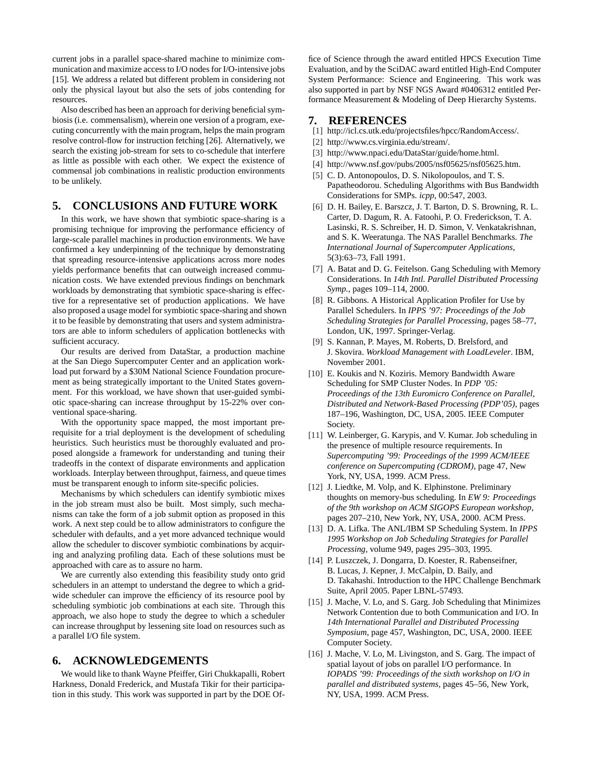current jobs in a parallel space-shared machine to minimize communication and maximize access to I/O nodes for I/O-intensive jobs [15]. We address a related but different problem in considering not only the physical layout but also the sets of jobs contending for resources.

Also described has been an approach for deriving beneficial symbiosis (i.e. commensalism), wherein one version of a program, executing concurrently with the main program, helps the main program resolve control-flow for instruction fetching [26]. Alternatively, we search the existing job-stream for sets to co-schedule that interfere as little as possible with each other. We expect the existence of commensal job combinations in realistic production environments to be unlikely.

## 5. CONCLUSIONS AND FUTURE WORK

In this work, we have shown that symbiotic space-sharing is a promising technique for improving the performance efficiency of large-scale parallel machines in production environments. We have confirmed a key underpinning of the technique by demonstrating that spreading resource-intensive applications across more nodes yields performance benefits that can outweigh increased communication costs. We have extended previous findings on benchmark workloads by demonstrating that symbiotic space-sharing is effective for a representative set of production applications. We have also proposed a usage model for symbiotic space-sharing and shown it to be feasible by demonstrating that users and system administrators are able to inform schedulers of application bottlenecks with sufficient accuracy.

Our results are derived from DataStar, a production machine at the San Diego Supercomputer Center and an application workload put forward by a $30M National Science Foundation procurement as being strategically important to the United States government. For this workload, we have shown that user-guided symbiotic space-sharing can increase throughput by 15-22% over conventional space-sharing.

With the opportunity space mapped, the most important prerequisite for a trial deployment is the development of scheduling heuristics. Such heuristics must be thoroughly evaluated and proposed alongside a framework for understanding and tuning their tradeoffs in the context of disparate environments and application workloads. Interplay between throughput, fairness, and queue times must be transparent enough to inform site-specific policies.

Mechanisms by which schedulers can identify symbiotic mixes in the job stream must also be built. Most simply, such mechanisms can take the form of a job submit option as proposed in this work. A next step could be to allow administrators to configure the scheduler with defaults, and a yet more advanced technique would allow the scheduler to discover symbiotic combinations by acquiring and analyzing profiling data. Each of these solutions must be approached with care as to assure no harm.

We are currently also extending this feasibility study onto grid schedulers in an attempt to understand the degree to which a grid-wide scheduler can improve the efficiency of its resource pool by scheduling symbiotic job combinations at each site. Through this approach, we also hope to study the degree to which a scheduler can increase throughput by lessening site load on resources such as a parallel I/O file system.

## 6. ACKNOWLEDGEMENTS

We would like to thank Wayne Pfeiffer, Giri Chukkapalli, Robert Harkness, Donald Frederick, and Mustafa Tikir for their participation in this study. This work was supported in part by the DOE Office of Science through the award entitled HPCS Execution Time Evaluation, and by the SciDAC award entitled High-End Computer System Performance: Science and Engineering. This work was also supported in part by NSF NGS Award #0406312 entitled Performance Measurement & Modeling of Deep Hierarchy Systems.

## 7. REFERENCES

[1] http://icl.cs.utk.edu/projectsfiles/hpcc/RandomAccess/.

[2] http://www.cs.virginia.edu/stream/.

[3] http://www.npaci.edu/DataStar/guide/home.html.

[4] http://www.nsf.gov/pubs/2005/nsf05625/nsf05625.htm.

[5] C. D. Antonopoulos, D. S. Nikolopoulos, and T. S. Papatheodorou. Scheduling Algorithms with Bus Bandwidth Considerations for SMPs. *icpp*, 00:547, 2003.

[6] D. H. Bailey, E. Barszcz, J. T. Barton, D. S. Browning, R. L. Carter, D. Dagum, R. A. Fatoohi, P. O. Frederickson, T. A. Lasinski, R. S. Schreiber, H. D. Simon, V. Venkatakrishnan, and S. K. Weeratunga. The NAS Parallel Benchmarks. *The International Journal of Supercomputer Applications*, 5(3):63–73, Fall 1991.

[7] A. Batat and D. G. Feitelson. Gang Scheduling with Memory Considerations. In *14th Intl. Parallel Distributed Processing Symp.*, pages 109–114, 2000.

[8] R. Gibbons. A Historical Application Profiler for Use by Parallel Schedulers. In *IPPS '97: Proceedings of the Job Scheduling Strategies for Parallel Processing*, pages 58–77, London, UK, 1997. Springer-Verlag.

[9] S. Kannan, P. Mayes, M. Roberts, D. Brelsford, and J. Skovira. *Workload Management with LoadLeveler*. IBM, November 2001.

[10] E. Koukis and N. Koziris. Memory Bandwidth Aware Scheduling for SMP Cluster Nodes. In *PDP '05: Proceedings of the 13th Euromicro Conference on Parallel, Distributed and Network-Based Processing (PDP'05)*, pages 187–196, Washington, DC, USA, 2005. IEEE Computer Society.

[11] W. Leinberger, G. Karypis, and V. Kumar. Job scheduling in the presence of multiple resource requirements. In *Supercomputing '99: Proceedings of the 1999 ACM/IEEE conference on Supercomputing (CDROM)*, page 47, New York, NY, USA, 1999. ACM Press.

[12] J. Liedtke, M. Volp, and K. Elphinstone. Preliminary thoughts on memory-bus scheduling. In *EW 9: Proceedings of the 9th workshop on ACM SIGOPS European workshop*, pages 207–210, New York, NY, USA, 2000. ACM Press.

[13] D. A. Lifka. The ANL/IBM SP Scheduling System. In *IPPS 1995 Workshop on Job Scheduling Strategies for Parallel Processing*, volume 949, pages 295–303, 1995.

[14] P. Luszczek, J. Dongarra, D. Koester, R. Rabenseifner, B. Lucas, J. Kepner, J. McCalpin, D. Baily, and D. Takahashi. Introduction to the HPC Challenge Benchmark Suite, April 2005. Paper LBNL-57493.

[15] J. Mache, V. Lo, and S. Garg. Job Scheduling that Minimizes Network Contention due to both Communication and I/O. In *14th International Parallel and Distributed Processing Symposium*, page 457, Washington, DC, USA, 2000. IEEE Computer Society.

[16] J. Mache, V. Lo, M. Livingston, and S. Garg. The impact of spatial layout of jobs on parallel I/O performance. In *IOPADS '99: Proceedings of the sixth workshop on I/O in parallel and distributed systems*, pages 45–56, New York, NY, USA, 1999. ACM Press.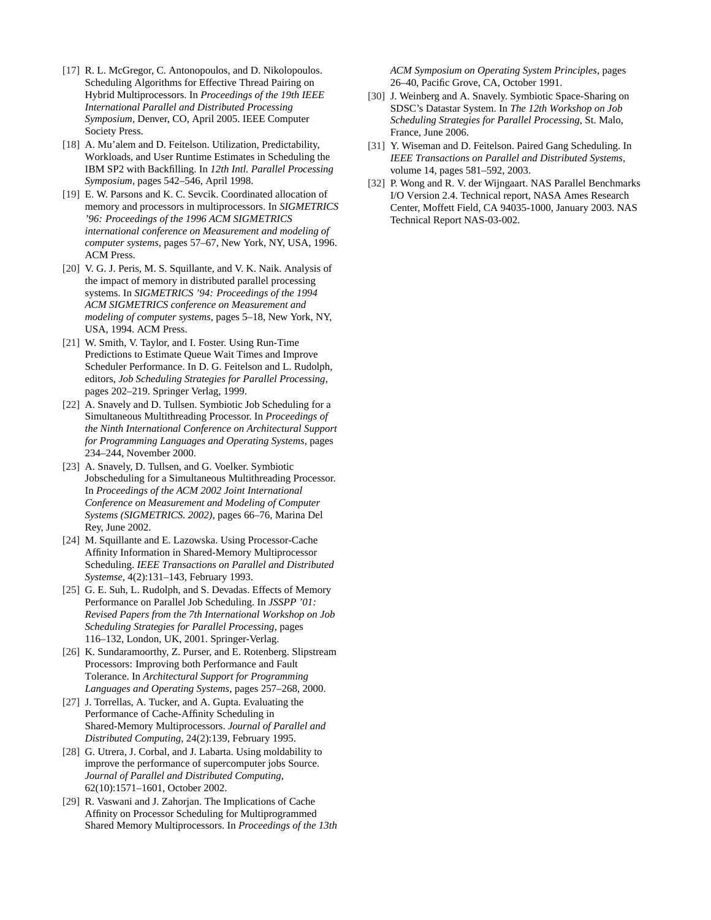[17] R. L. McGregor, C. Antonopoulos, and D. Nikolopoulos. Scheduling Algorithms for Effective Thread Pairing on Hybrid Multiprocessors. In *Proceedings of the 19th IEEE International Parallel and Distributed Processing Symposium*, Denver, CO, April 2005. IEEE Computer Society Press.

[18] A. Mu'alem and D. Feitelson. Utilization, Predictability, Workloads, and User Runtime Estimates in Scheduling the IBM SP2 with Backfilling. In *12th Intl. Parallel Processing Symposium*, pages 542–546, April 1998.

[19] E. W. Parsons and K. C. Sevcik. Coordinated allocation of memory and processors in multiprocessors. In *SIGMETRICS '96: Proceedings of the 1996 ACM SIGMETRICS international conference on Measurement and modeling of computer systems*, pages 57–67, New York, NY, USA, 1996. ACM Press.

[20] V. G. J. Peris, M. S. Squillante, and V. K. Naik. Analysis of the impact of memory in distributed parallel processing systems. In *SIGMETRICS '94: Proceedings of the 1994 ACM SIGMETRICS conference on Measurement and modeling of computer systems*, pages 5–18, New York, NY, USA, 1994. ACM Press.

[21] W. Smith, V. Taylor, and I. Foster. Using Run-Time Predictions to Estimate Queue Wait Times and Improve Scheduler Performance. In D. G. Feitelson and L. Rudolph, editors, *Job Scheduling Strategies for Parallel Processing*, pages 202–219. Springer Verlag, 1999.

[22] A. Snavely and D. Tullsen. Symbiotic Job Scheduling for a Simultaneous Multithreading Processor. In *Proceedings of the Ninth International Conference on Architectural Support for Programming Languages and Operating Systems*, pages 234–244, November 2000.

[23] A. Snavely, D. Tullsen, and G. Voelker. Symbiotic Jobscheduling for a Simultaneous Multithreading Processor. In *Proceedings of the ACM 2002 Joint International Conference on Measurement and Modeling of Computer Systems (SIGMETRICS. 2002)*, pages 66–76, Marina Del Rey, June 2002.

[24] M. Squillante and E. Lazowska. Using Processor-Cache Affinity Information in Shared-Memory Multiprocessor Scheduling. *IEEE Transactions on Parallel and Distributed Systemse*, 4(2):131–143, February 1993.

[25] G. E. Suh, L. Rudolph, and S. Devadas. Effects of Memory Performance on Parallel Job Scheduling. In *JSSPP '01: Revised Papers from the 7th International Workshop on Job Scheduling Strategies for Parallel Processing*, pages 116–132, London, UK, 2001. Springer-Verlag.

[26] K. Sundaramoorthy, Z. Purser, and E. Rotenberg. Slipstream Processors: Improving both Performance and Fault Tolerance. In *Architectural Support for Programming Languages and Operating Systems*, pages 257–268, 2000.

[27] J. Torrellas, A. Tucker, and A. Gupta. Evaluating the Performance of Cache-Affinity Scheduling in Shared-Memory Multiprocessors. *Journal of Parallel and Distributed Computing*, 24(2):139, February 1995.

[28] G. Utrera, J. Corbal, and J. Labarta. Using moldability to improve the performance of supercomputer jobs Source. *Journal of Parallel and Distributed Computing*, 62(10):1571–1601, October 2002.

[29] R. Vaswani and J. Zahorjan. The Implications of Cache Affinity on Processor Scheduling for Multiprogrammed Shared Memory Multiprocessors. In *Proceedings of the 13th ACM Symposium on Operating System Principles*, pages 26–40, Pacific Grove, CA, October 1991.

[30] J. Weinberg and A. Snavely. Symbiotic Space-Sharing on SDSC's Datastar System. In *The 12th Workshop on Job Scheduling Strategies for Parallel Processing*, St. Malo, France, June 2006.

[31] Y. Wiseman and D. Feitelson. Paired Gang Scheduling. In *IEEE Transactions on Parallel and Distributed Systems*, volume 14, pages 581–592, 2003.

[32] P. Wong and R. V. der Wijngaart. NAS Parallel Benchmarks I/O Version 2.4. Technical report, NASA Ames Research Center, Moffett Field, CA 94035-1000, January 2003. NAS Technical Report NAS-03-002.